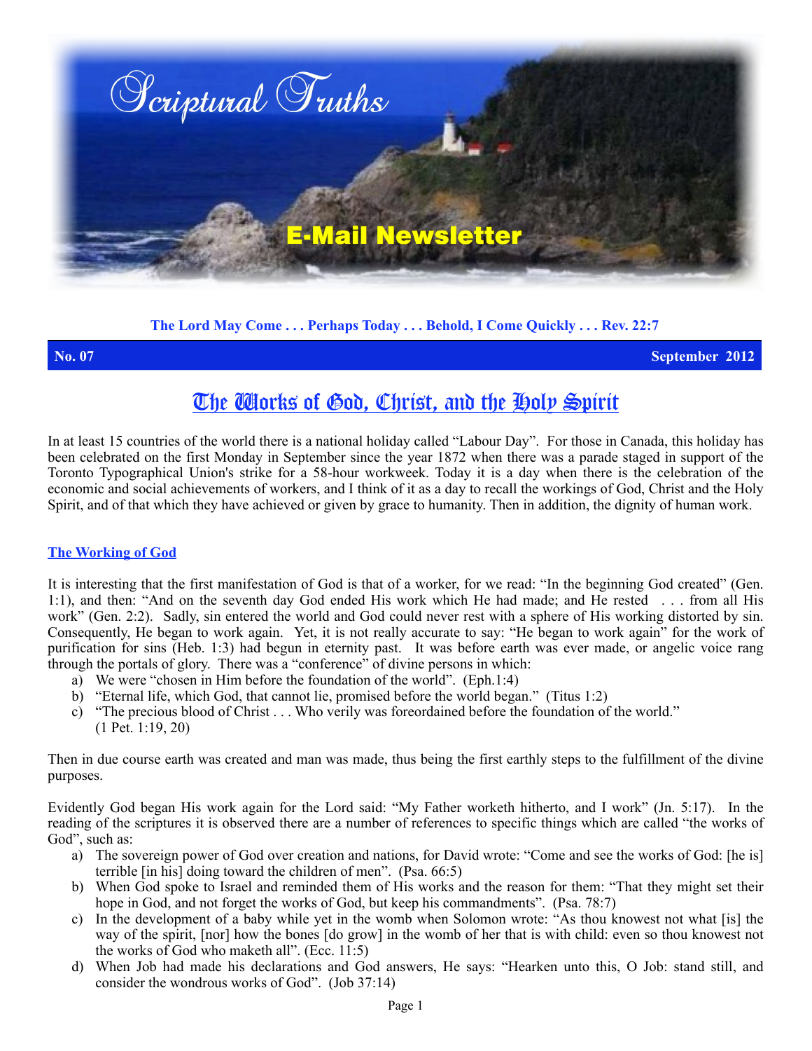# Scriptural Truths

## E-Mail Newsletter

**The Lord May Come . . . Perhaps Today . . . Behold, I Come Quickly . . . Rev. 22:7**

**No. 07** **September 2012**

# The Works of God, Christ, and the Holy Spirit

In at least 15 countries of the world there is a national holiday called "Labour Day". For those in Canada, this holiday has been celebrated on the first Monday in September since the year 1872 when there was a parade staged in support of the Toronto Typographical Union's strike for a 58-hour workweek. Today it is a day when there is the celebration of the economic and social achievements of workers, and I think of it as a day to recall the workings of God, Christ and the Holy Spirit, and of that which they have achieved or given by grace to humanity. Then in addition, the dignity of human work.

## The Working of God

It is interesting that the first manifestation of God is that of a worker, for we read: "In the beginning God created" (Gen. 1:1), and then: "And on the seventh day God ended His work which He had made; and He rested . . . from all His work" (Gen. 2:2). Sadly, sin entered the world and God could never rest with a sphere of His working distorted by sin. Consequently, He began to work again. Yet, it is not really accurate to say: "He began to work again" for the work of purification for sins (Heb. 1:3) had begun in eternity past. It was before earth was ever made, or angelic voice rang through the portals of glory. There was a "conference" of divine persons in which:

a) We were "chosen in Him before the foundation of the world". (Eph.1:4)
b) "Eternal life, which God, that cannot lie, promised before the world began." (Titus 1:2)
c) "The precious blood of Christ . . . Who verily was foreordained before the foundation of the world." (1 Pet. 1:19, 20)

Then in due course earth was created and man was made, thus being the first earthly steps to the fulfillment of the divine purposes.

Evidently God began His work again for the Lord said: "My Father worketh hitherto, and I work" (Jn. 5:17). In the reading of the scriptures it is observed there are a number of references to specific things which are called "the works of God", such as:

a) The sovereign power of God over creation and nations, for David wrote: "Come and see the works of God: [he is] terrible [in his] doing toward the children of men". (Psa. 66:5)
b) When God spoke to Israel and reminded them of His works and the reason for them: "That they might set their hope in God, and not forget the works of God, but keep his commandments". (Psa. 78:7)
c) In the development of a baby while yet in the womb when Solomon wrote: "As thou knowest not what [is] the way of the spirit, [nor] how the bones [do grow] in the womb of her that is with child: even so thou knowest not the works of God who maketh all". (Ecc. 11:5)
d) When Job had made his declarations and God answers, He says: "Hearken unto this, O Job: stand still, and consider the wondrous works of God". (Job 37:14)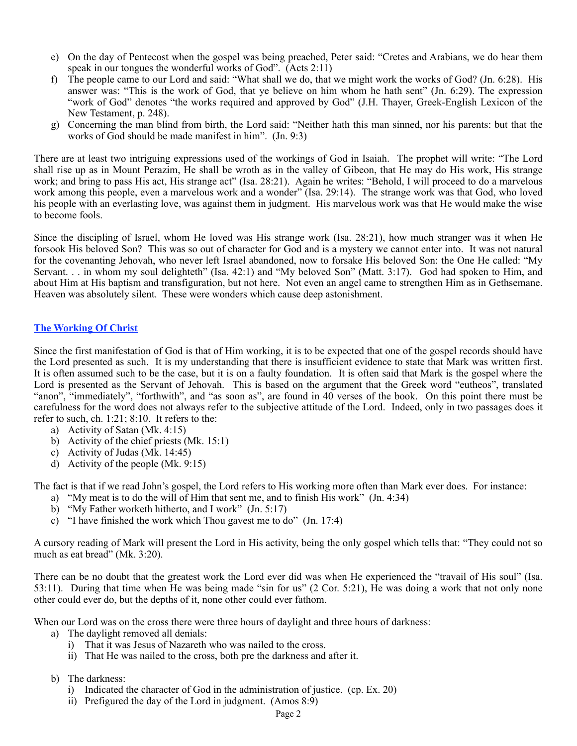e) On the day of Pentecost when the gospel was being preached, Peter said: "Cretes and Arabians, we do hear them speak in our tongues the wonderful works of God". (Acts 2:11)
f) The people came to our Lord and said: "What shall we do, that we might work the works of God? (Jn. 6:28). His answer was: "This is the work of God, that ye believe on him whom he hath sent" (Jn. 6:29). The expression "work of God" denotes "the works required and approved by God" (J.H. Thayer, Greek-English Lexicon of the New Testament, p. 248).
g) Concerning the man blind from birth, the Lord said: "Neither hath this man sinned, nor his parents: but that the works of God should be made manifest in him". (Jn. 9:3)

There are at least two intriguing expressions used of the workings of God in Isaiah. The prophet will write: "The Lord shall rise up as in Mount Perazim, He shall be wroth as in the valley of Gibeon, that He may do His work, His strange work; and bring to pass His act, His strange act" (Isa. 28:21). Again he writes: "Behold, I will proceed to do a marvelous work among this people, even a marvelous work and a wonder" (Isa. 29:14). The strange work was that God, who loved his people with an everlasting love, was against them in judgment. His marvelous work was that He would make the wise to become fools.

Since the discipling of Israel, whom He loved was His strange work (Isa. 28:21), how much stranger was it when He forsook His beloved Son? This was so out of character for God and is a mystery we cannot enter into. It was not natural for the covenanting Jehovah, who never left Israel abandoned, now to forsake His beloved Son: the One He called: "My Servant. . . in whom my soul delighteth" (Isa. 42:1) and "My beloved Son" (Matt. 3:17). God had spoken to Him, and about Him at His baptism and transfiguration, but not here. Not even an angel came to strengthen Him as in Gethsemane. Heaven was absolutely silent. These were wonders which cause deep astonishment.

## The Working Of Christ

Since the first manifestation of God is that of Him working, it is to be expected that one of the gospel records should have the Lord presented as such. It is my understanding that there is insufficient evidence to state that Mark was written first. It is often assumed such to be the case, but it is on a faulty foundation. It is often said that Mark is the gospel where the Lord is presented as the Servant of Jehovah. This is based on the argument that the Greek word "eutheos", translated "anon", "immediately", "forthwith", and "as soon as", are found in 40 verses of the book. On this point there must be carefulness for the word does not always refer to the subjective attitude of the Lord. Indeed, only in two passages does it refer to such, ch. 1:21; 8:10. It refers to the:

a) Activity of Satan (Mk. 4:15)
b) Activity of the chief priests (Mk. 15:1)
c) Activity of Judas (Mk. 14:45)
d) Activity of the people (Mk. 9:15)

The fact is that if we read John's gospel, the Lord refers to His working more often than Mark ever does. For instance:

a) "My meat is to do the will of Him that sent me, and to finish His work" (Jn. 4:34)
b) "My Father worketh hitherto, and I work" (Jn. 5:17)
c) "I have finished the work which Thou gavest me to do" (Jn. 17:4)

A cursory reading of Mark will present the Lord in His activity, being the only gospel which tells that: "They could not so much as eat bread" (Mk. 3:20).

There can be no doubt that the greatest work the Lord ever did was when He experienced the "travail of His soul" (Isa. 53:11). During that time when He was being made "sin for us" (2 Cor. 5:21), He was doing a work that not only none other could ever do, but the depths of it, none other could ever fathom.

When our Lord was on the cross there were three hours of daylight and three hours of darkness:

a) The daylight removed all denials:
   i) That it was Jesus of Nazareth who was nailed to the cross.
   ii) That He was nailed to the cross, both pre the darkness and after it.

b) The darkness:
   i) Indicated the character of God in the administration of justice. (cp. Ex. 20)
   ii) Prefigured the day of the Lord in judgment. (Amos 8:9)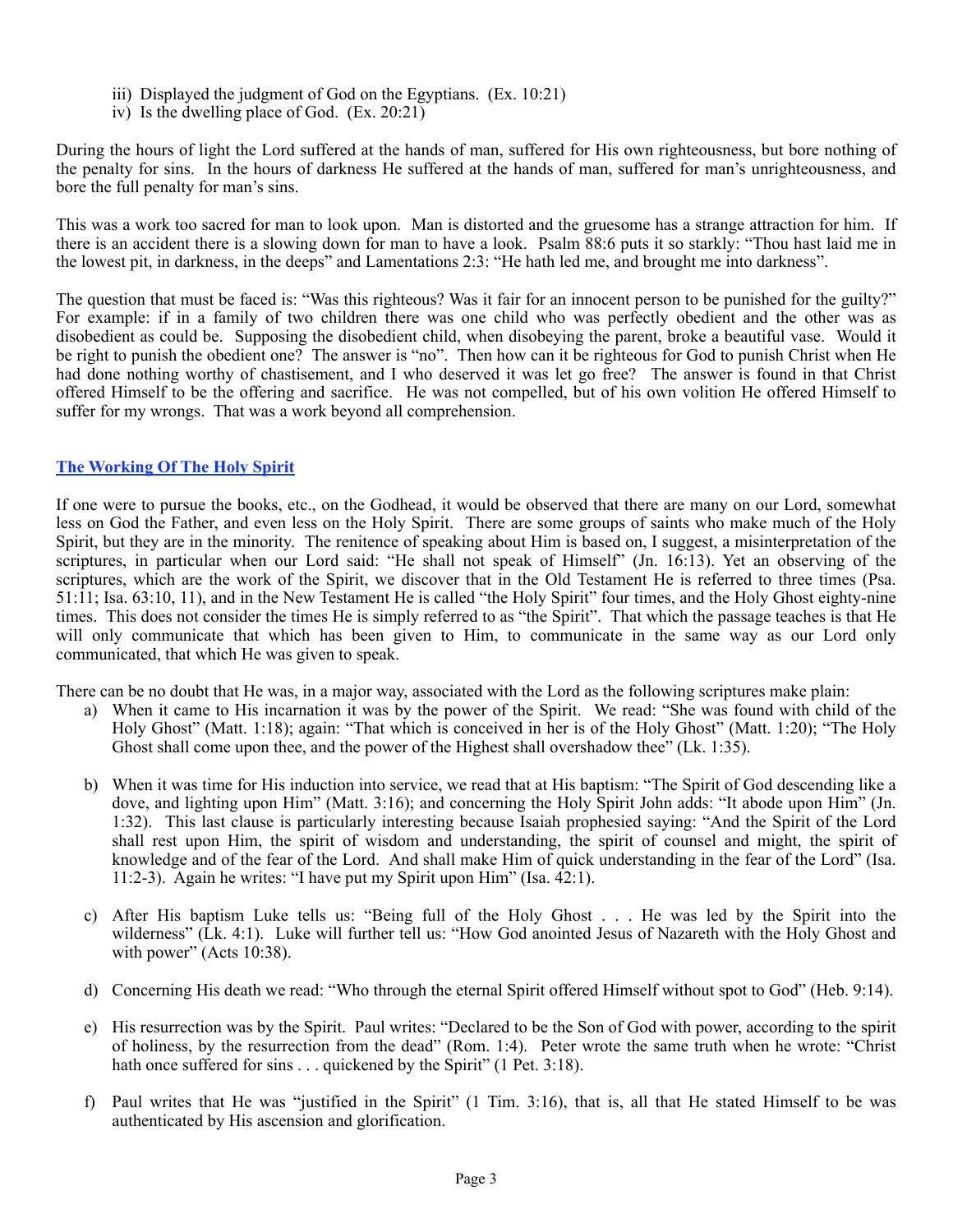iii) Displayed the judgment of God on the Egyptians. (Ex. 10:21)
iv) Is the dwelling place of God. (Ex. 20:21)

During the hours of light the Lord suffered at the hands of man, suffered for His own righteousness, but bore nothing of the penalty for sins. In the hours of darkness He suffered at the hands of man, suffered for man's unrighteousness, and bore the full penalty for man's sins.

This was a work too sacred for man to look upon. Man is distorted and the gruesome has a strange attraction for him. If there is an accident there is a slowing down for man to have a look. Psalm 88:6 puts it so starkly: "Thou hast laid me in the lowest pit, in darkness, in the deeps" and Lamentations 2:3: "He hath led me, and brought me into darkness".

The question that must be faced is: "Was this righteous? Was it fair for an innocent person to be punished for the guilty?" For example: if in a family of two children there was one child who was perfectly obedient and the other was as disobedient as could be. Supposing the disobedient child, when disobeying the parent, broke a beautiful vase. Would it be right to punish the obedient one? The answer is "no". Then how can it be righteous for God to punish Christ when He had done nothing worthy of chastisement, and I who deserved it was let go free? The answer is found in that Christ offered Himself to be the offering and sacrifice. He was not compelled, but of his own volition He offered Himself to suffer for my wrongs. That was a work beyond all comprehension.

## The Working Of The Holy Spirit

If one were to pursue the books, etc., on the Godhead, it would be observed that there are many on our Lord, somewhat less on God the Father, and even less on the Holy Spirit. There are some groups of saints who make much of the Holy Spirit, but they are in the minority. The renitence of speaking about Him is based on, I suggest, a misinterpretation of the scriptures, in particular when our Lord said: "He shall not speak of Himself" (Jn. 16:13). Yet an observing of the scriptures, which are the work of the Spirit, we discover that in the Old Testament He is referred to three times (Psa. 51:11; Isa. 63:10, 11), and in the New Testament He is called "the Holy Spirit" four times, and the Holy Ghost eighty-nine times. This does not consider the times He is simply referred to as "the Spirit". That which the passage teaches is that He will only communicate that which has been given to Him, to communicate in the same way as our Lord only communicated, that which He was given to speak.

There can be no doubt that He was, in a major way, associated with the Lord as the following scriptures make plain:

a) When it came to His incarnation it was by the power of the Spirit. We read: "She was found with child of the Holy Ghost" (Matt. 1:18); again: "That which is conceived in her is of the Holy Ghost" (Matt. 1:20); "The Holy Ghost shall come upon thee, and the power of the Highest shall overshadow thee" (Lk. 1:35).

b) When it was time for His induction into service, we read that at His baptism: "The Spirit of God descending like a dove, and lighting upon Him" (Matt. 3:16); and concerning the Holy Spirit John adds: "It abode upon Him" (Jn. 1:32). This last clause is particularly interesting because Isaiah prophesied saying: "And the Spirit of the Lord shall rest upon Him, the spirit of wisdom and understanding, the spirit of counsel and might, the spirit of knowledge and of the fear of the Lord. And shall make Him of quick understanding in the fear of the Lord" (Isa. 11:2-3). Again he writes: "I have put my Spirit upon Him" (Isa. 42:1).

c) After His baptism Luke tells us: "Being full of the Holy Ghost . . . He was led by the Spirit into the wilderness" (Lk. 4:1). Luke will further tell us: "How God anointed Jesus of Nazareth with the Holy Ghost and with power" (Acts 10:38).

d) Concerning His death we read: "Who through the eternal Spirit offered Himself without spot to God" (Heb. 9:14).

e) His resurrection was by the Spirit. Paul writes: "Declared to be the Son of God with power, according to the spirit of holiness, by the resurrection from the dead" (Rom. 1:4). Peter wrote the same truth when he wrote: "Christ hath once suffered for sins . . . quickened by the Spirit" (1 Pet. 3:18).

f) Paul writes that He was "justified in the Spirit" (1 Tim. 3:16), that is, all that He stated Himself to be was authenticated by His ascension and glorification.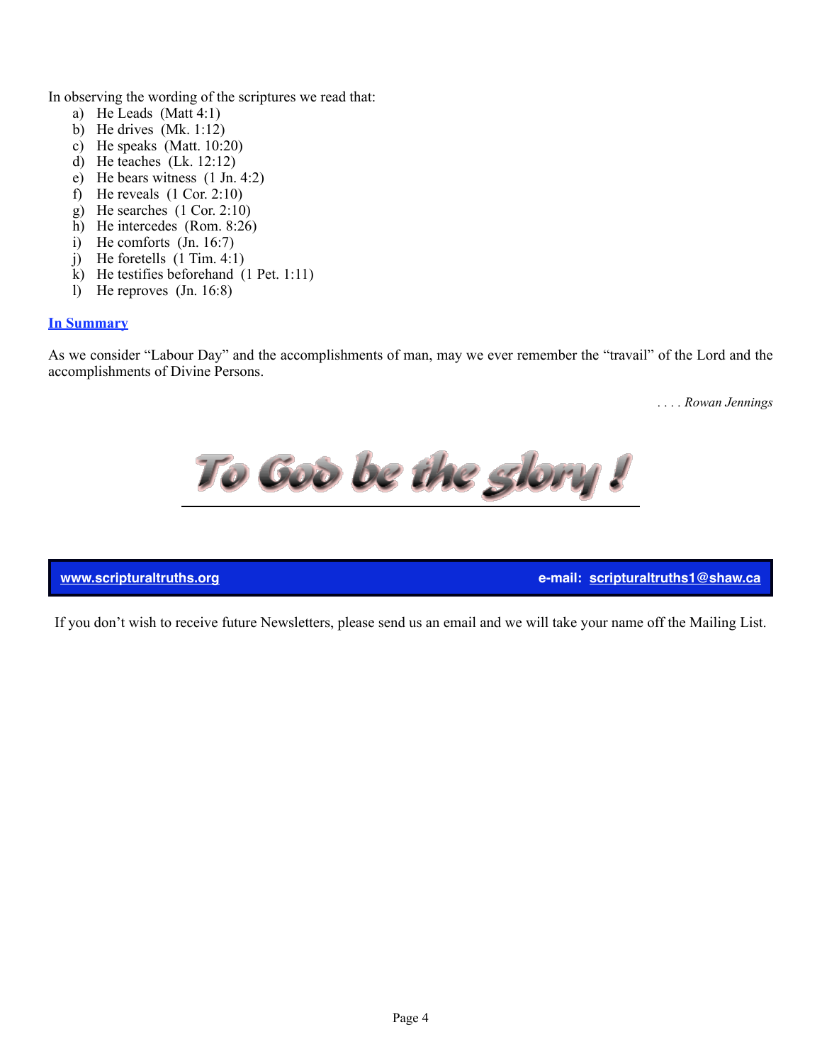In observing the wording of the scriptures we read that:

a) He Leads (Matt 4:1)
b) He drives (Mk. 1:12)
c) He speaks (Matt. 10:20)
d) He teaches (Lk. 12:12)
e) He bears witness (1 Jn. 4:2)
f) He reveals (1 Cor. 2:10)
g) He searches (1 Cor. 2:10)
h) He intercedes (Rom. 8:26)
i) He comforts (Jn. 16:7)
j) He foretells (1 Tim. 4:1)
k) He testifies beforehand (1 Pet. 1:11)
l) He reproves (Jn. 16:8)

**In Summary**

As we consider "Labour Day" and the accomplishments of man, may we ever remember the "travail" of the Lord and the accomplishments of Divine Persons.

*. . . . Rowan Jennings*

**To God be the glory !**

**www.scripturaltruths.org** **e-mail: scripturaltruths1@shaw.ca**

If you don't wish to receive future Newsletters, please send us an email and we will take your name off the Mailing List.